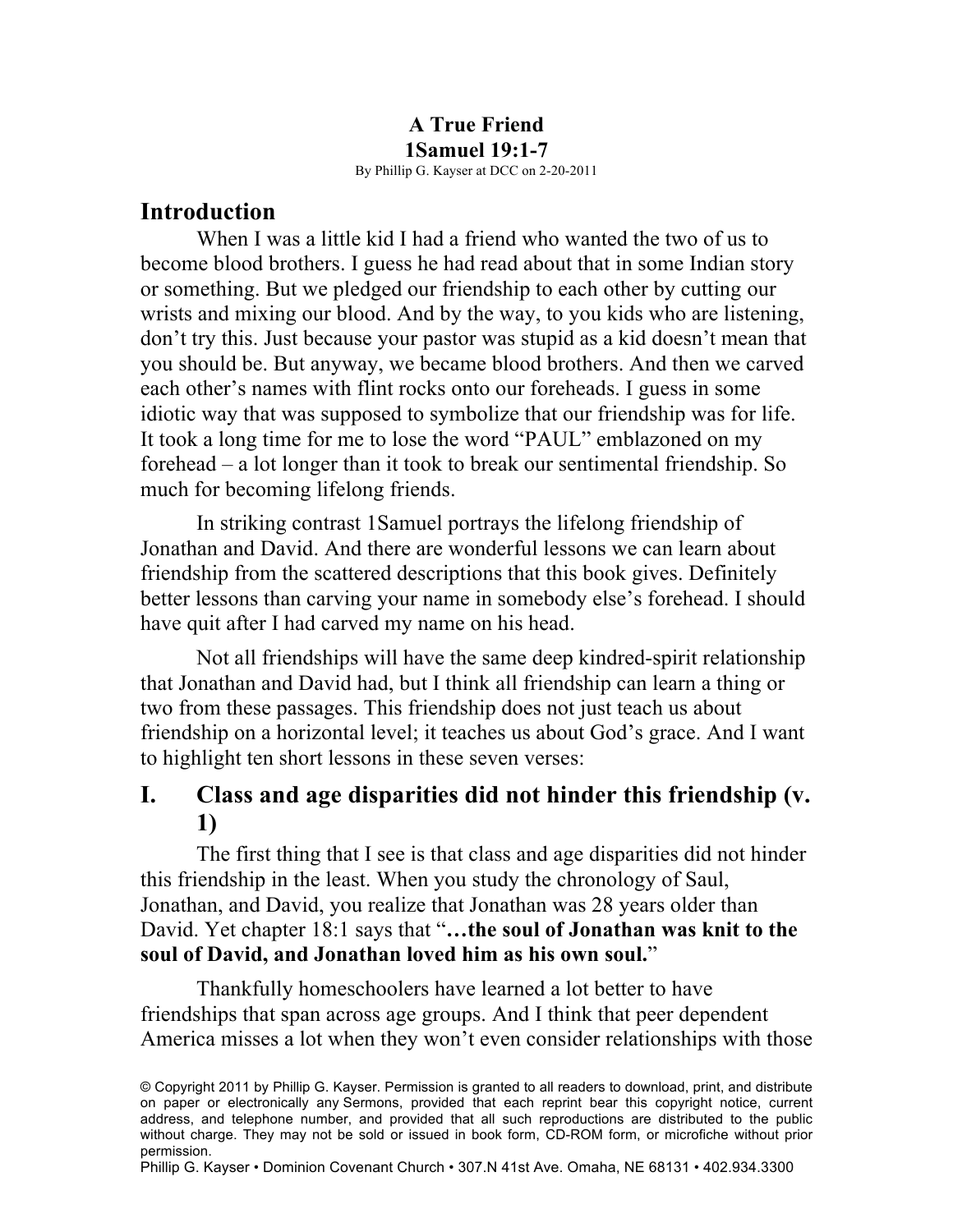**A True Friend**
**1Samuel 19:1-7**
By Phillip G. Kayser at DCC on 2-20-2011

# Introduction

When I was a little kid I had a friend who wanted the two of us to become blood brothers. I guess he had read about that in some Indian story or something. But we pledged our friendship to each other by cutting our wrists and mixing our blood. And by the way, to you kids who are listening, don't try this. Just because your pastor was stupid as a kid doesn't mean that you should be. But anyway, we became blood brothers. And then we carved each other's names with flint rocks onto our foreheads. I guess in some idiotic way that was supposed to symbolize that our friendship was for life. It took a long time for me to lose the word "PAUL" emblazoned on my forehead – a lot longer than it took to break our sentimental friendship. So much for becoming lifelong friends.

In striking contrast 1Samuel portrays the lifelong friendship of Jonathan and David. And there are wonderful lessons we can learn about friendship from the scattered descriptions that this book gives. Definitely better lessons than carving your name in somebody else's forehead. I should have quit after I had carved my name on his head.

Not all friendships will have the same deep kindred-spirit relationship that Jonathan and David had, but I think all friendship can learn a thing or two from these passages. This friendship does not just teach us about friendship on a horizontal level; it teaches us about God's grace. And I want to highlight ten short lessons in these seven verses:

# I. Class and age disparities did not hinder this friendship (v. 1)

The first thing that I see is that class and age disparities did not hinder this friendship in the least. When you study the chronology of Saul, Jonathan, and David, you realize that Jonathan was 28 years older than David. Yet chapter 18:1 says that "**…the soul of Jonathan was knit to the soul of David, and Jonathan loved him as his own soul.**"

Thankfully homeschoolers have learned a lot better to have friendships that span across age groups. And I think that peer dependent America misses a lot when they won't even consider relationships with those

© Copyright 2011 by Phillip G. Kayser. Permission is granted to all readers to download, print, and distribute on paper or electronically any Sermons, provided that each reprint bear this copyright notice, current address, and telephone number, and provided that all such reproductions are distributed to the public without charge. They may not be sold or issued in book form, CD-ROM form, or microfiche without prior permission.
Phillip G. Kayser • Dominion Covenant Church • 307.N 41st Ave. Omaha, NE 68131 • 402.934.3300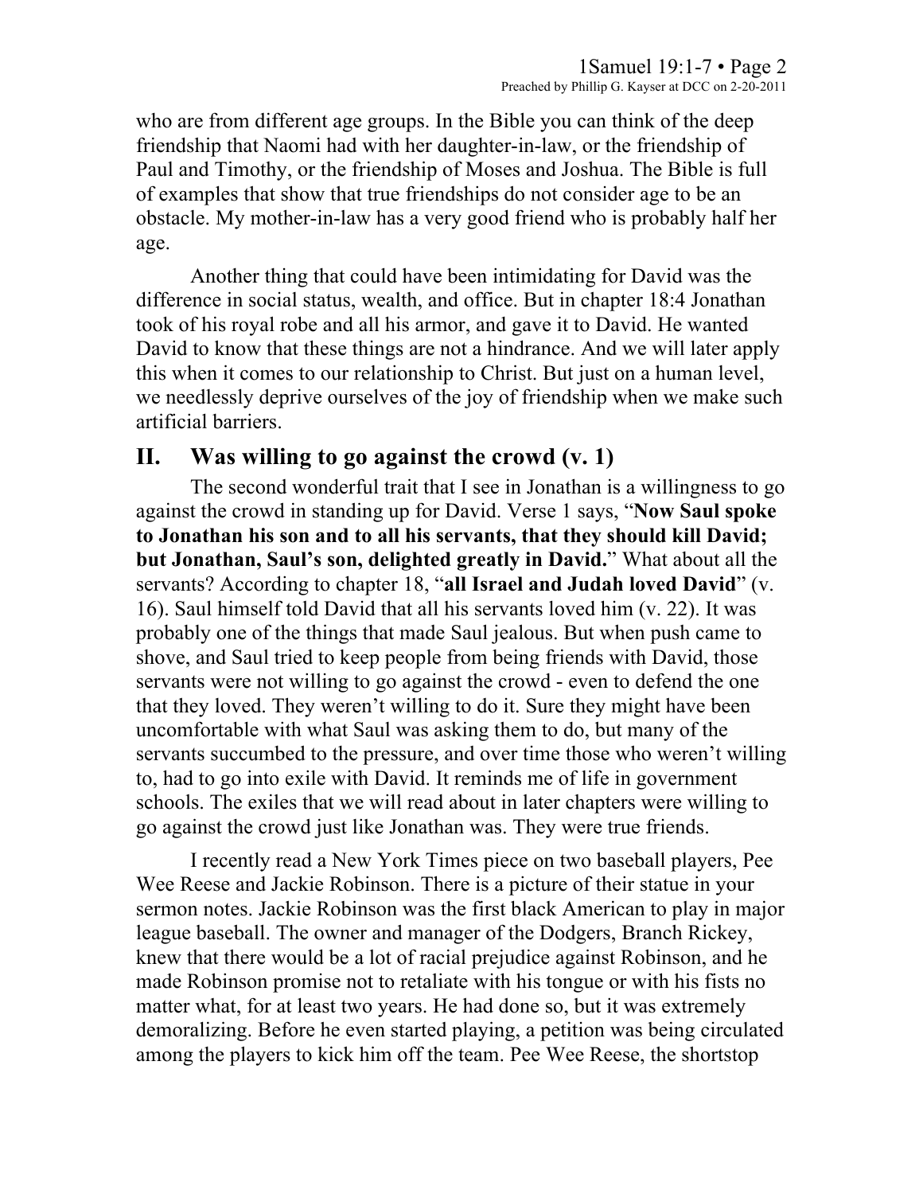who are from different age groups. In the Bible you can think of the deep friendship that Naomi had with her daughter-in-law, or the friendship of Paul and Timothy, or the friendship of Moses and Joshua. The Bible is full of examples that show that true friendships do not consider age to be an obstacle. My mother-in-law has a very good friend who is probably half her age.

Another thing that could have been intimidating for David was the difference in social status, wealth, and office. But in chapter 18:4 Jonathan took of his royal robe and all his armor, and gave it to David. He wanted David to know that these things are not a hindrance. And we will later apply this when it comes to our relationship to Christ. But just on a human level, we needlessly deprive ourselves of the joy of friendship when we make such artificial barriers.

## II. Was willing to go against the crowd (v. 1)

The second wonderful trait that I see in Jonathan is a willingness to go against the crowd in standing up for David. Verse 1 says, "**Now Saul spoke to Jonathan his son and to all his servants, that they should kill David; but Jonathan, Saul's son, delighted greatly in David.**" What about all the servants? According to chapter 18, "**all Israel and Judah loved David**" (v. 16). Saul himself told David that all his servants loved him (v. 22). It was probably one of the things that made Saul jealous. But when push came to shove, and Saul tried to keep people from being friends with David, those servants were not willing to go against the crowd - even to defend the one that they loved. They weren't willing to do it. Sure they might have been uncomfortable with what Saul was asking them to do, but many of the servants succumbed to the pressure, and over time those who weren't willing to, had to go into exile with David. It reminds me of life in government schools. The exiles that we will read about in later chapters were willing to go against the crowd just like Jonathan was. They were true friends.

I recently read a New York Times piece on two baseball players, Pee Wee Reese and Jackie Robinson. There is a picture of their statue in your sermon notes. Jackie Robinson was the first black American to play in major league baseball. The owner and manager of the Dodgers, Branch Rickey, knew that there would be a lot of racial prejudice against Robinson, and he made Robinson promise not to retaliate with his tongue or with his fists no matter what, for at least two years. He had done so, but it was extremely demoralizing. Before he even started playing, a petition was being circulated among the players to kick him off the team. Pee Wee Reese, the shortstop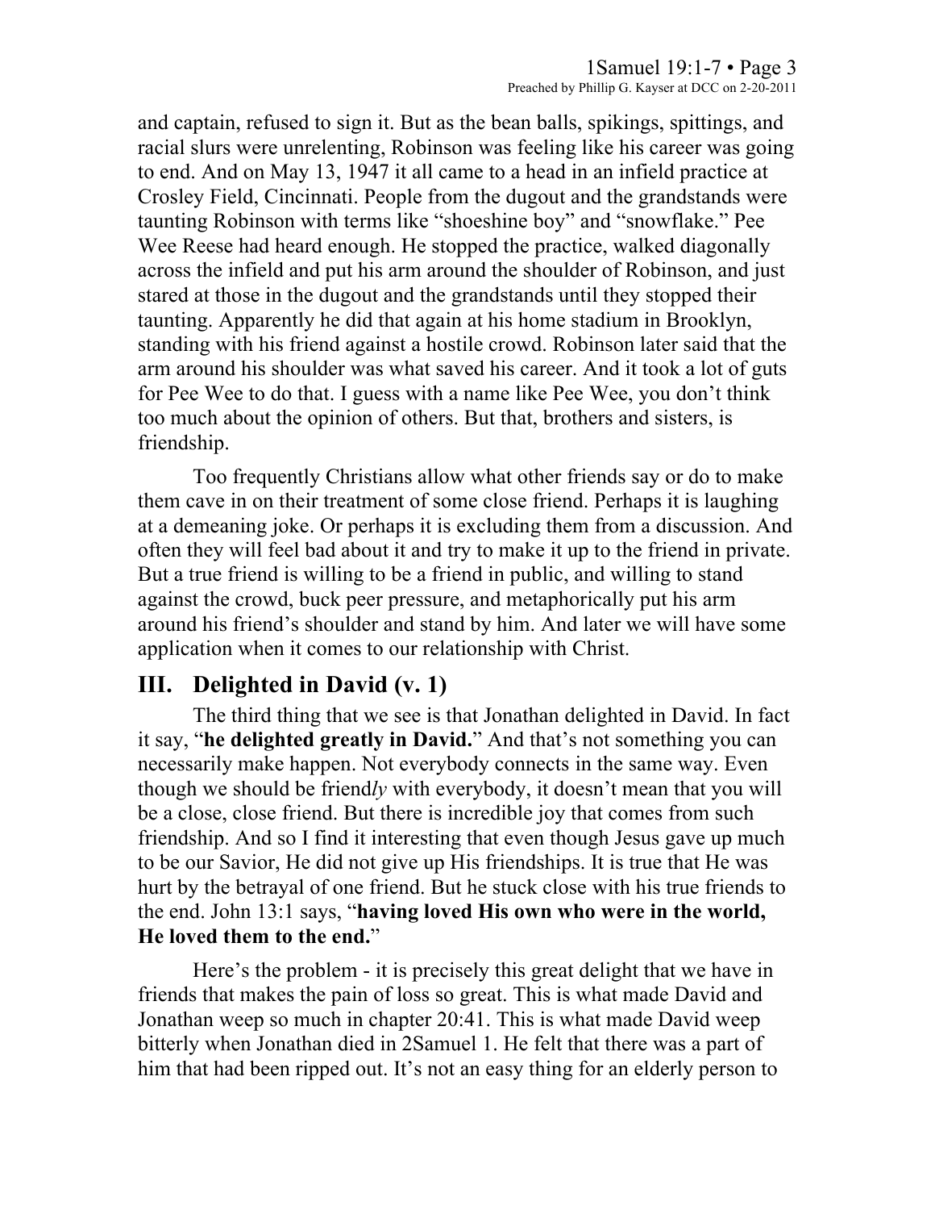and captain, refused to sign it. But as the bean balls, spikings, spittings, and racial slurs were unrelenting, Robinson was feeling like his career was going to end. And on May 13, 1947 it all came to a head in an infield practice at Crosley Field, Cincinnati. People from the dugout and the grandstands were taunting Robinson with terms like "shoeshine boy" and "snowflake." Pee Wee Reese had heard enough. He stopped the practice, walked diagonally across the infield and put his arm around the shoulder of Robinson, and just stared at those in the dugout and the grandstands until they stopped their taunting. Apparently he did that again at his home stadium in Brooklyn, standing with his friend against a hostile crowd. Robinson later said that the arm around his shoulder was what saved his career. And it took a lot of guts for Pee Wee to do that. I guess with a name like Pee Wee, you don't think too much about the opinion of others. But that, brothers and sisters, is friendship.

Too frequently Christians allow what other friends say or do to make them cave in on their treatment of some close friend. Perhaps it is laughing at a demeaning joke. Or perhaps it is excluding them from a discussion. And often they will feel bad about it and try to make it up to the friend in private. But a true friend is willing to be a friend in public, and willing to stand against the crowd, buck peer pressure, and metaphorically put his arm around his friend's shoulder and stand by him. And later we will have some application when it comes to our relationship with Christ.

## III. Delighted in David (v. 1)

The third thing that we see is that Jonathan delighted in David. In fact it say, "**he delighted greatly in David.**" And that's not something you can necessarily make happen. Not everybody connects in the same way. Even though we should be friend*ly* with everybody, it doesn't mean that you will be a close, close friend. But there is incredible joy that comes from such friendship. And so I find it interesting that even though Jesus gave up much to be our Savior, He did not give up His friendships. It is true that He was hurt by the betrayal of one friend. But he stuck close with his true friends to the end. John 13:1 says, "**having loved His own who were in the world, He loved them to the end.**"

Here's the problem - it is precisely this great delight that we have in friends that makes the pain of loss so great. This is what made David and Jonathan weep so much in chapter 20:41. This is what made David weep bitterly when Jonathan died in 2Samuel 1. He felt that there was a part of him that had been ripped out. It's not an easy thing for an elderly person to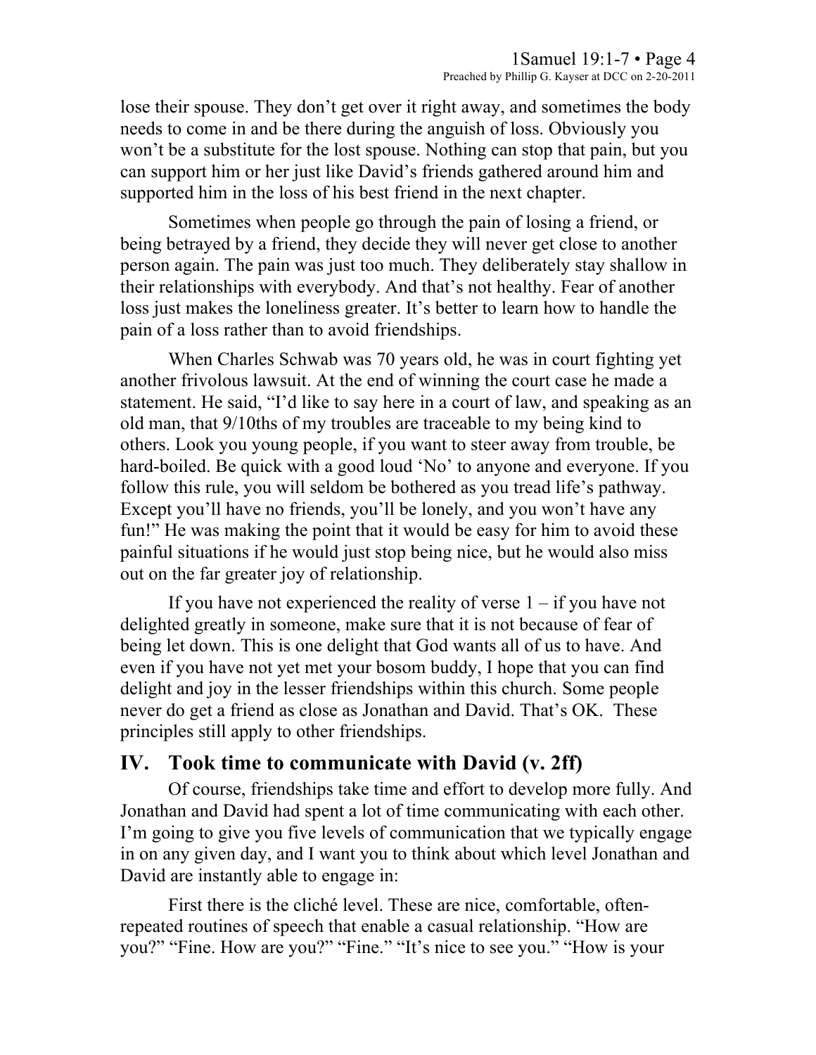lose their spouse. They don't get over it right away, and sometimes the body needs to come in and be there during the anguish of loss. Obviously you won't be a substitute for the lost spouse. Nothing can stop that pain, but you can support him or her just like David's friends gathered around him and supported him in the loss of his best friend in the next chapter.

Sometimes when people go through the pain of losing a friend, or being betrayed by a friend, they decide they will never get close to another person again. The pain was just too much. They deliberately stay shallow in their relationships with everybody. And that's not healthy. Fear of another loss just makes the loneliness greater. It's better to learn how to handle the pain of a loss rather than to avoid friendships.

When Charles Schwab was 70 years old, he was in court fighting yet another frivolous lawsuit. At the end of winning the court case he made a statement. He said, "I'd like to say here in a court of law, and speaking as an old man, that 9/10ths of my troubles are traceable to my being kind to others. Look you young people, if you want to steer away from trouble, be hard-boiled. Be quick with a good loud 'No' to anyone and everyone. If you follow this rule, you will seldom be bothered as you tread life's pathway. Except you'll have no friends, you'll be lonely, and you won't have any fun!" He was making the point that it would be easy for him to avoid these painful situations if he would just stop being nice, but he would also miss out on the far greater joy of relationship.

If you have not experienced the reality of verse 1 – if you have not delighted greatly in someone, make sure that it is not because of fear of being let down. This is one delight that God wants all of us to have. And even if you have not yet met your bosom buddy, I hope that you can find delight and joy in the lesser friendships within this church. Some people never do get a friend as close as Jonathan and David. That's OK. These principles still apply to other friendships.

## IV. Took time to communicate with David (v. 2ff)

Of course, friendships take time and effort to develop more fully. And Jonathan and David had spent a lot of time communicating with each other. I'm going to give you five levels of communication that we typically engage in on any given day, and I want you to think about which level Jonathan and David are instantly able to engage in:

First there is the cliché level. These are nice, comfortable, often-repeated routines of speech that enable a casual relationship. "How are you?" "Fine. How are you?" "Fine." "It's nice to see you." "How is your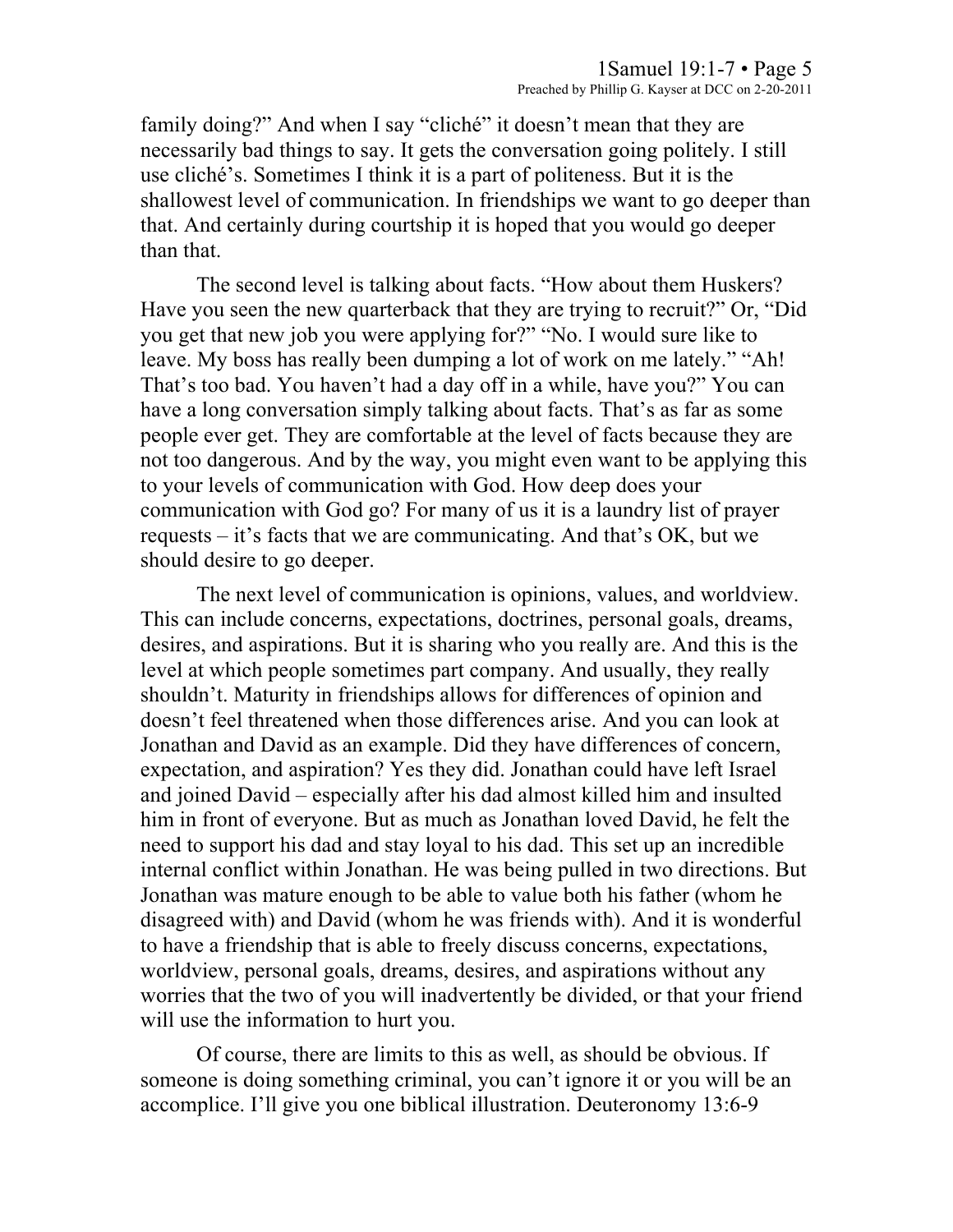family doing?" And when I say "cliché" it doesn't mean that they are necessarily bad things to say. It gets the conversation going politely. I still use cliché's. Sometimes I think it is a part of politeness. But it is the shallowest level of communication. In friendships we want to go deeper than that. And certainly during courtship it is hoped that you would go deeper than that.

The second level is talking about facts. "How about them Huskers? Have you seen the new quarterback that they are trying to recruit?" Or, "Did you get that new job you were applying for?" "No. I would sure like to leave. My boss has really been dumping a lot of work on me lately." "Ah! That's too bad. You haven't had a day off in a while, have you?" You can have a long conversation simply talking about facts. That's as far as some people ever get. They are comfortable at the level of facts because they are not too dangerous. And by the way, you might even want to be applying this to your levels of communication with God. How deep does your communication with God go? For many of us it is a laundry list of prayer requests – it's facts that we are communicating. And that's OK, but we should desire to go deeper.

The next level of communication is opinions, values, and worldview. This can include concerns, expectations, doctrines, personal goals, dreams, desires, and aspirations. But it is sharing who you really are. And this is the level at which people sometimes part company. And usually, they really shouldn't. Maturity in friendships allows for differences of opinion and doesn't feel threatened when those differences arise. And you can look at Jonathan and David as an example. Did they have differences of concern, expectation, and aspiration? Yes they did. Jonathan could have left Israel and joined David – especially after his dad almost killed him and insulted him in front of everyone. But as much as Jonathan loved David, he felt the need to support his dad and stay loyal to his dad. This set up an incredible internal conflict within Jonathan. He was being pulled in two directions. But Jonathan was mature enough to be able to value both his father (whom he disagreed with) and David (whom he was friends with). And it is wonderful to have a friendship that is able to freely discuss concerns, expectations, worldview, personal goals, dreams, desires, and aspirations without any worries that the two of you will inadvertently be divided, or that your friend will use the information to hurt you.

Of course, there are limits to this as well, as should be obvious. If someone is doing something criminal, you can't ignore it or you will be an accomplice. I'll give you one biblical illustration. Deuteronomy 13:6-9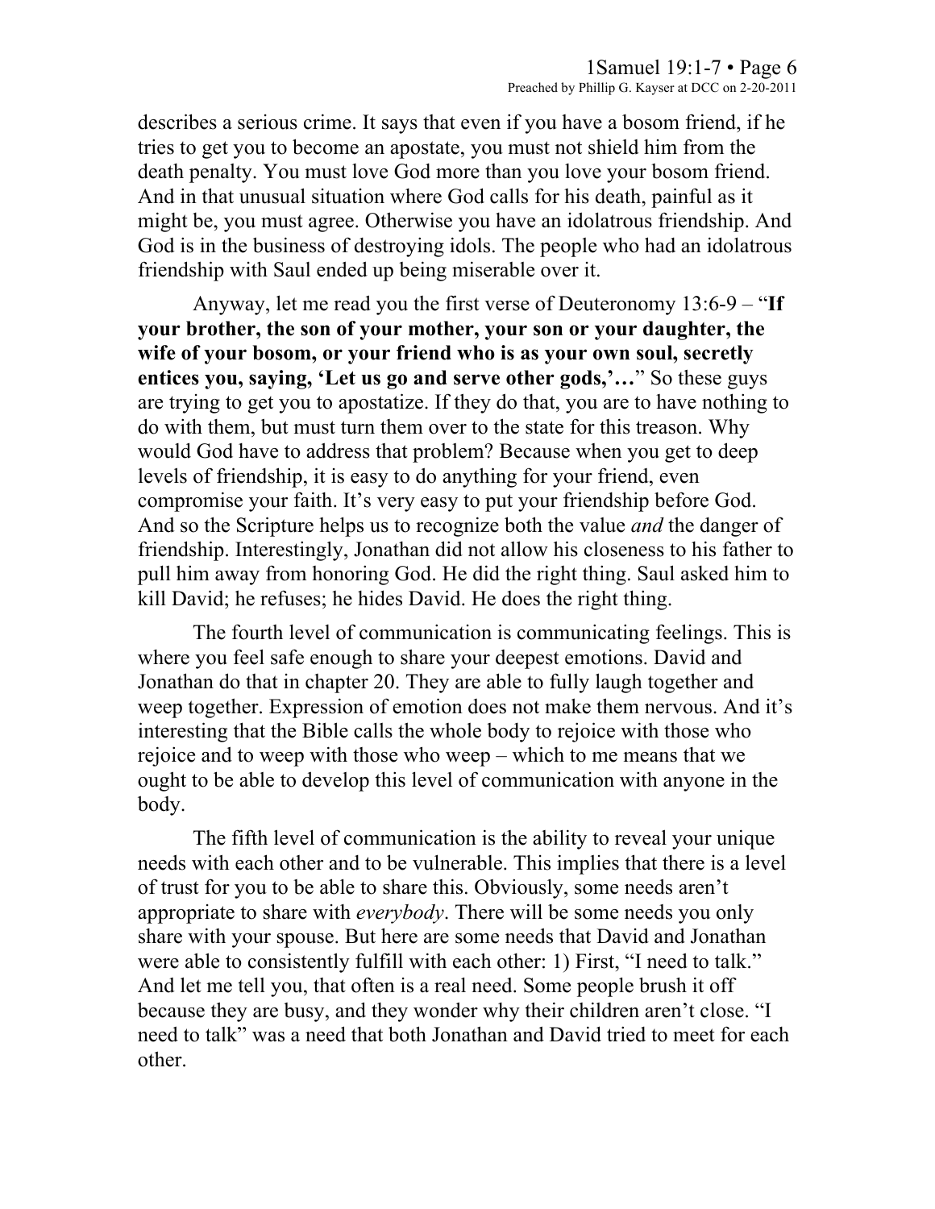describes a serious crime. It says that even if you have a bosom friend, if he tries to get you to become an apostate, you must not shield him from the death penalty. You must love God more than you love your bosom friend. And in that unusual situation where God calls for his death, painful as it might be, you must agree. Otherwise you have an idolatrous friendship. And God is in the business of destroying idols. The people who had an idolatrous friendship with Saul ended up being miserable over it.

Anyway, let me read you the first verse of Deuteronomy 13:6-9 – "**If your brother, the son of your mother, your son or your daughter, the wife of your bosom, or your friend who is as your own soul, secretly entices you, saying, 'Let us go and serve other gods,'…**" So these guys are trying to get you to apostatize. If they do that, you are to have nothing to do with them, but must turn them over to the state for this treason. Why would God have to address that problem? Because when you get to deep levels of friendship, it is easy to do anything for your friend, even compromise your faith. It's very easy to put your friendship before God. And so the Scripture helps us to recognize both the value *and* the danger of friendship. Interestingly, Jonathan did not allow his closeness to his father to pull him away from honoring God. He did the right thing. Saul asked him to kill David; he refuses; he hides David. He does the right thing.

The fourth level of communication is communicating feelings. This is where you feel safe enough to share your deepest emotions. David and Jonathan do that in chapter 20. They are able to fully laugh together and weep together. Expression of emotion does not make them nervous. And it's interesting that the Bible calls the whole body to rejoice with those who rejoice and to weep with those who weep – which to me means that we ought to be able to develop this level of communication with anyone in the body.

The fifth level of communication is the ability to reveal your unique needs with each other and to be vulnerable. This implies that there is a level of trust for you to be able to share this. Obviously, some needs aren't appropriate to share with *everybody*. There will be some needs you only share with your spouse. But here are some needs that David and Jonathan were able to consistently fulfill with each other: 1) First, "I need to talk." And let me tell you, that often is a real need. Some people brush it off because they are busy, and they wonder why their children aren't close. "I need to talk" was a need that both Jonathan and David tried to meet for each other.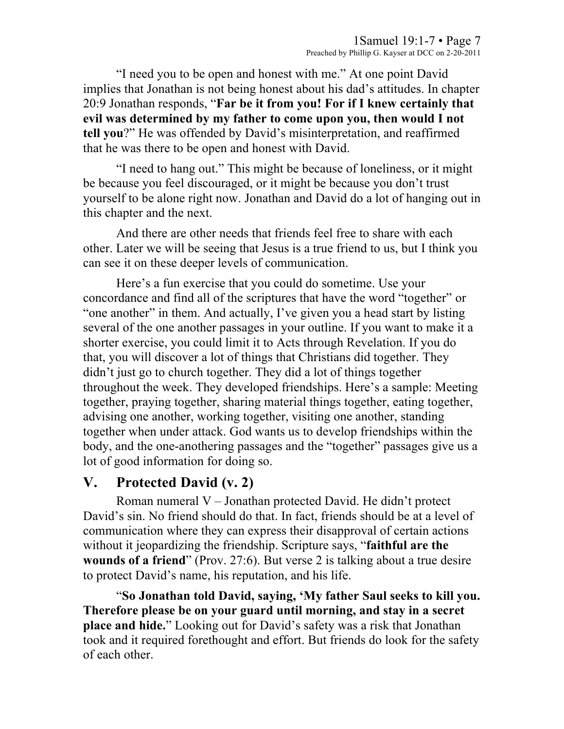"I need you to be open and honest with me." At one point David implies that Jonathan is not being honest about his dad's attitudes. In chapter 20:9 Jonathan responds, "**Far be it from you! For if I knew certainly that evil was determined by my father to come upon you, then would I not tell you**?" He was offended by David's misinterpretation, and reaffirmed that he was there to be open and honest with David.

"I need to hang out." This might be because of loneliness, or it might be because you feel discouraged, or it might be because you don't trust yourself to be alone right now. Jonathan and David do a lot of hanging out in this chapter and the next.

And there are other needs that friends feel free to share with each other. Later we will be seeing that Jesus is a true friend to us, but I think you can see it on these deeper levels of communication.

Here's a fun exercise that you could do sometime. Use your concordance and find all of the scriptures that have the word "together" or "one another" in them. And actually, I've given you a head start by listing several of the one another passages in your outline. If you want to make it a shorter exercise, you could limit it to Acts through Revelation. If you do that, you will discover a lot of things that Christians did together. They didn't just go to church together. They did a lot of things together throughout the week. They developed friendships. Here's a sample: Meeting together, praying together, sharing material things together, eating together, advising one another, working together, visiting one another, standing together when under attack. God wants us to develop friendships within the body, and the one-anothering passages and the "together" passages give us a lot of good information for doing so.

## V. Protected David (v. 2)

Roman numeral V – Jonathan protected David. He didn't protect David's sin. No friend should do that. In fact, friends should be at a level of communication where they can express their disapproval of certain actions without it jeopardizing the friendship. Scripture says, "**faithful are the wounds of a friend**" (Prov. 27:6). But verse 2 is talking about a true desire to protect David's name, his reputation, and his life.

"**So Jonathan told David, saying, 'My father Saul seeks to kill you. Therefore please be on your guard until morning, and stay in a secret place and hide.**" Looking out for David's safety was a risk that Jonathan took and it required forethought and effort. But friends do look for the safety of each other.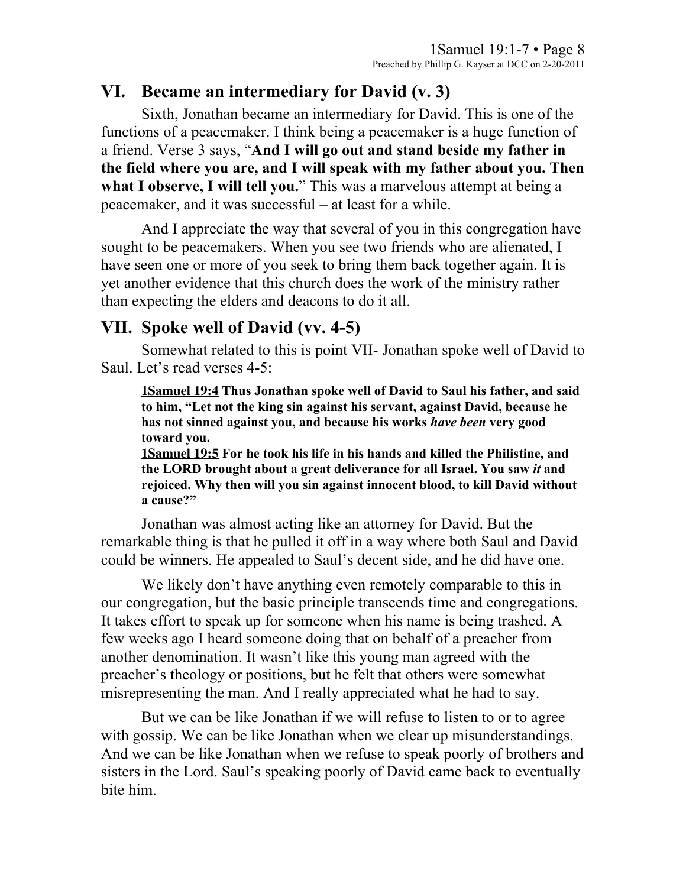## VI. Became an intermediary for David (v. 3)

Sixth, Jonathan became an intermediary for David. This is one of the functions of a peacemaker. I think being a peacemaker is a huge function of a friend. Verse 3 says, "**And I will go out and stand beside my father in the field where you are, and I will speak with my father about you. Then what I observe, I will tell you.**" This was a marvelous attempt at being a peacemaker, and it was successful – at least for a while.

And I appreciate the way that several of you in this congregation have sought to be peacemakers. When you see two friends who are alienated, I have seen one or more of you seek to bring them back together again. It is yet another evidence that this church does the work of the ministry rather than expecting the elders and deacons to do it all.

## VII. Spoke well of David (vv. 4-5)

Somewhat related to this is point VII- Jonathan spoke well of David to Saul. Let's read verses 4-5:

> **1Samuel 19:4 Thus Jonathan spoke well of David to Saul his father, and said to him, "Let not the king sin against his servant, against David, because he has not sinned against you, and because his works *have been* very good toward you.**
> **1Samuel 19:5 For he took his life in his hands and killed the Philistine, and the LORD brought about a great deliverance for all Israel. You saw *it* and rejoiced. Why then will you sin against innocent blood, to kill David without a cause?"**

Jonathan was almost acting like an attorney for David. But the remarkable thing is that he pulled it off in a way where both Saul and David could be winners. He appealed to Saul's decent side, and he did have one.

We likely don't have anything even remotely comparable to this in our congregation, but the basic principle transcends time and congregations. It takes effort to speak up for someone when his name is being trashed. A few weeks ago I heard someone doing that on behalf of a preacher from another denomination. It wasn't like this young man agreed with the preacher's theology or positions, but he felt that others were somewhat misrepresenting the man. And I really appreciated what he had to say.

But we can be like Jonathan if we will refuse to listen to or to agree with gossip. We can be like Jonathan when we clear up misunderstandings. And we can be like Jonathan when we refuse to speak poorly of brothers and sisters in the Lord. Saul's speaking poorly of David came back to eventually bite him.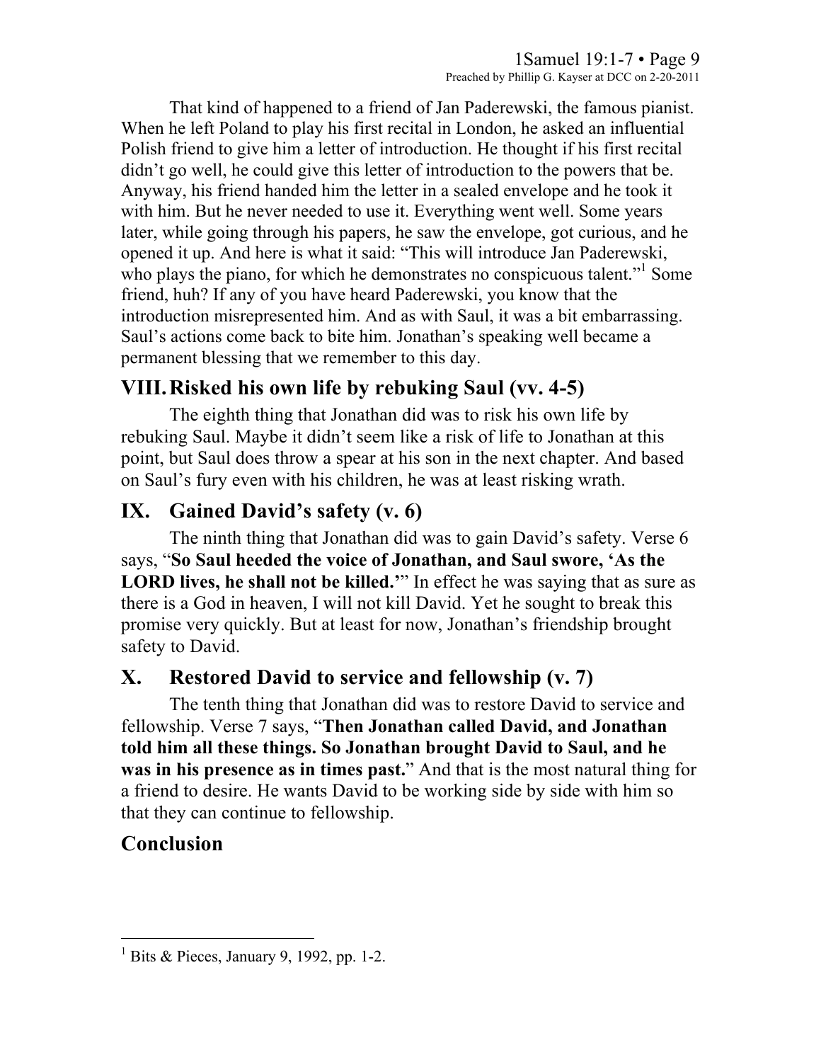That kind of happened to a friend of Jan Paderewski, the famous pianist. When he left Poland to play his first recital in London, he asked an influential Polish friend to give him a letter of introduction. He thought if his first recital didn't go well, he could give this letter of introduction to the powers that be. Anyway, his friend handed him the letter in a sealed envelope and he took it with him. But he never needed to use it. Everything went well. Some years later, while going through his papers, he saw the envelope, got curious, and he opened it up. And here is what it said: "This will introduce Jan Paderewski, who plays the piano, for which he demonstrates no conspicuous talent."[1] Some friend, huh? If any of you have heard Paderewski, you know that the introduction misrepresented him. And as with Saul, it was a bit embarrassing. Saul's actions come back to bite him. Jonathan's speaking well became a permanent blessing that we remember to this day.

## VIII. Risked his own life by rebuking Saul (vv. 4-5)

The eighth thing that Jonathan did was to risk his own life by rebuking Saul. Maybe it didn't seem like a risk of life to Jonathan at this point, but Saul does throw a spear at his son in the next chapter. And based on Saul's fury even with his children, he was at least risking wrath.

## IX. Gained David's safety (v. 6)

The ninth thing that Jonathan did was to gain David's safety. Verse 6 says, "**So Saul heeded the voice of Jonathan, and Saul swore, 'As the LORD lives, he shall not be killed.'**" In effect he was saying that as sure as there is a God in heaven, I will not kill David. Yet he sought to break this promise very quickly. But at least for now, Jonathan's friendship brought safety to David.

## X. Restored David to service and fellowship (v. 7)

The tenth thing that Jonathan did was to restore David to service and fellowship. Verse 7 says, "**Then Jonathan called David, and Jonathan told him all these things. So Jonathan brought David to Saul, and he was in his presence as in times past.**" And that is the most natural thing for a friend to desire. He wants David to be working side by side with him so that they can continue to fellowship.

## Conclusion

---

[1] Bits & Pieces, January 9, 1992, pp. 1-2.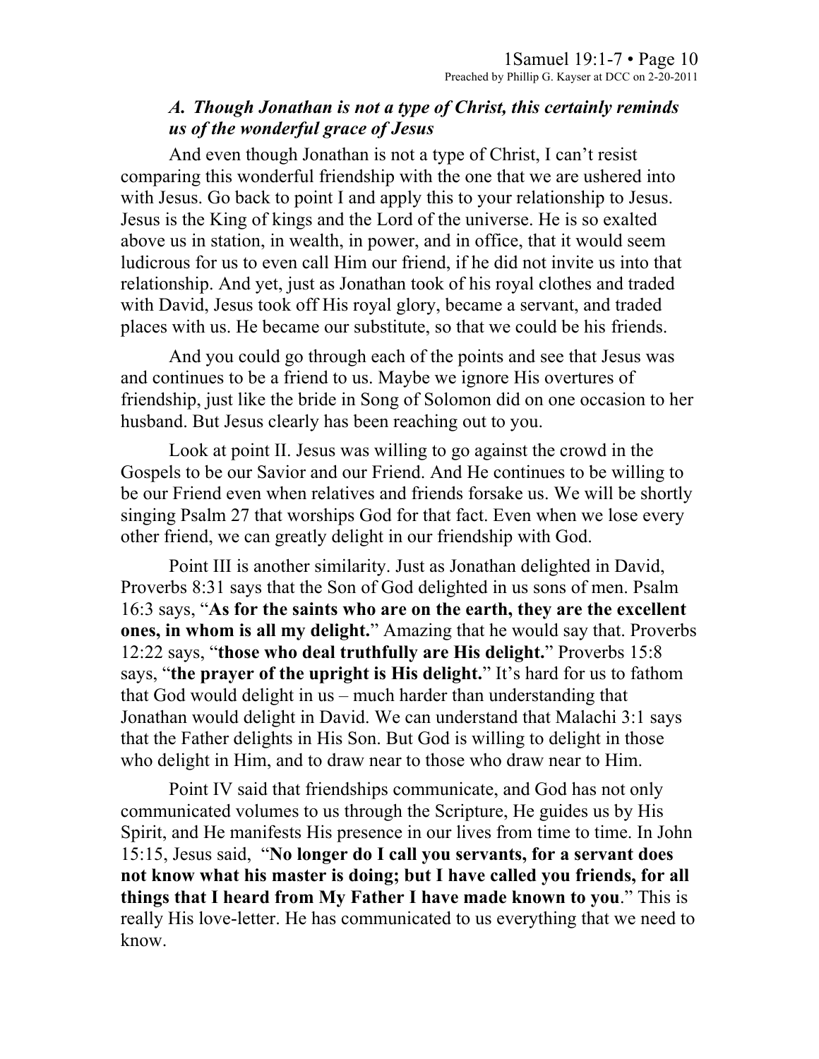### *A. Though Jonathan is not a type of Christ, this certainly reminds us of the wonderful grace of Jesus*

And even though Jonathan is not a type of Christ, I can't resist comparing this wonderful friendship with the one that we are ushered into with Jesus. Go back to point I and apply this to your relationship to Jesus. Jesus is the King of kings and the Lord of the universe. He is so exalted above us in station, in wealth, in power, and in office, that it would seem ludicrous for us to even call Him our friend, if he did not invite us into that relationship. And yet, just as Jonathan took of his royal clothes and traded with David, Jesus took off His royal glory, became a servant, and traded places with us. He became our substitute, so that we could be his friends.

And you could go through each of the points and see that Jesus was and continues to be a friend to us. Maybe we ignore His overtures of friendship, just like the bride in Song of Solomon did on one occasion to her husband. But Jesus clearly has been reaching out to you.

Look at point II. Jesus was willing to go against the crowd in the Gospels to be our Savior and our Friend. And He continues to be willing to be our Friend even when relatives and friends forsake us. We will be shortly singing Psalm 27 that worships God for that fact. Even when we lose every other friend, we can greatly delight in our friendship with God.

Point III is another similarity. Just as Jonathan delighted in David, Proverbs 8:31 says that the Son of God delighted in us sons of men. Psalm 16:3 says, "**As for the saints who are on the earth, they are the excellent ones, in whom is all my delight.**" Amazing that he would say that. Proverbs 12:22 says, "**those who deal truthfully are His delight.**" Proverbs 15:8 says, "**the prayer of the upright is His delight.**" It's hard for us to fathom that God would delight in us – much harder than understanding that Jonathan would delight in David. We can understand that Malachi 3:1 says that the Father delights in His Son. But God is willing to delight in those who delight in Him, and to draw near to those who draw near to Him.

Point IV said that friendships communicate, and God has not only communicated volumes to us through the Scripture, He guides us by His Spirit, and He manifests His presence in our lives from time to time. In John 15:15, Jesus said, "**No longer do I call you servants, for a servant does not know what his master is doing; but I have called you friends, for all things that I heard from My Father I have made known to you**." This is really His love-letter. He has communicated to us everything that we need to know.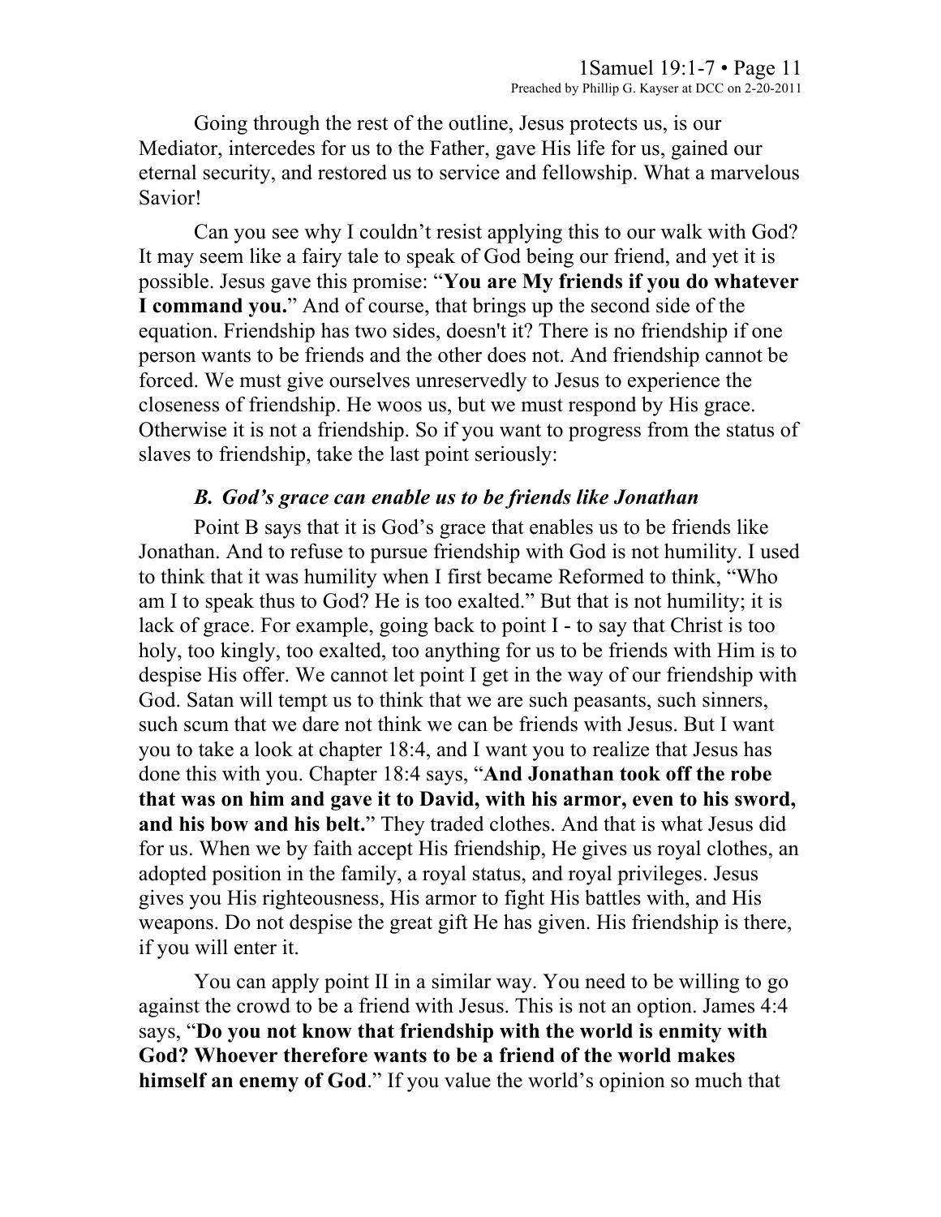Going through the rest of the outline, Jesus protects us, is our Mediator, intercedes for us to the Father, gave His life for us, gained our eternal security, and restored us to service and fellowship. What a marvelous Savior!

Can you see why I couldn't resist applying this to our walk with God? It may seem like a fairy tale to speak of God being our friend, and yet it is possible. Jesus gave this promise: "**You are My friends if you do whatever I command you.**" And of course, that brings up the second side of the equation. Friendship has two sides, doesn't it? There is no friendship if one person wants to be friends and the other does not. And friendship cannot be forced. We must give ourselves unreservedly to Jesus to experience the closeness of friendship. He woos us, but we must respond by His grace. Otherwise it is not a friendship. So if you want to progress from the status of slaves to friendship, take the last point seriously:

### *B. God's grace can enable us to be friends like Jonathan*

Point B says that it is God's grace that enables us to be friends like Jonathan. And to refuse to pursue friendship with God is not humility. I used to think that it was humility when I first became Reformed to think, "Who am I to speak thus to God? He is too exalted." But that is not humility; it is lack of grace. For example, going back to point I - to say that Christ is too holy, too kingly, too exalted, too anything for us to be friends with Him is to despise His offer. We cannot let point I get in the way of our friendship with God. Satan will tempt us to think that we are such peasants, such sinners, such scum that we dare not think we can be friends with Jesus. But I want you to take a look at chapter 18:4, and I want you to realize that Jesus has done this with you. Chapter 18:4 says, "**And Jonathan took off the robe that was on him and gave it to David, with his armor, even to his sword, and his bow and his belt.**" They traded clothes. And that is what Jesus did for us. When we by faith accept His friendship, He gives us royal clothes, an adopted position in the family, a royal status, and royal privileges. Jesus gives you His righteousness, His armor to fight His battles with, and His weapons. Do not despise the great gift He has given. His friendship is there, if you will enter it.

You can apply point II in a similar way. You need to be willing to go against the crowd to be a friend with Jesus. This is not an option. James 4:4 says, "**Do you not know that friendship with the world is enmity with God? Whoever therefore wants to be a friend of the world makes himself an enemy of God**." If you value the world's opinion so much that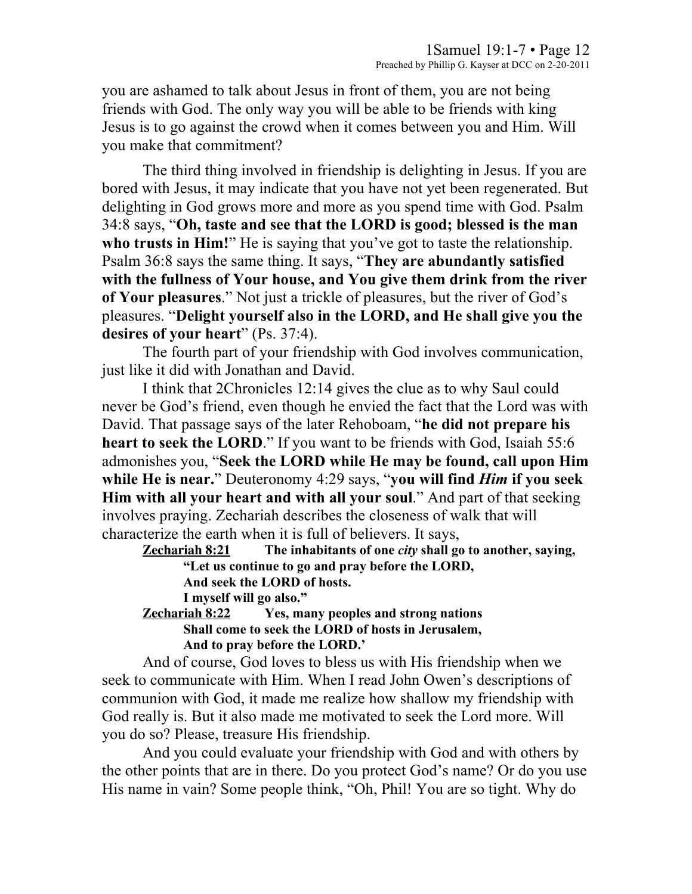you are ashamed to talk about Jesus in front of them, you are not being friends with God. The only way you will be able to be friends with king Jesus is to go against the crowd when it comes between you and Him. Will you make that commitment?

The third thing involved in friendship is delighting in Jesus. If you are bored with Jesus, it may indicate that you have not yet been regenerated. But delighting in God grows more and more as you spend time with God. Psalm 34:8 says, "**Oh, taste and see that the LORD is good; blessed is the man who trusts in Him!**" He is saying that you've got to taste the relationship. Psalm 36:8 says the same thing. It says, "**They are abundantly satisfied with the fullness of Your house, and You give them drink from the river of Your pleasures**." Not just a trickle of pleasures, but the river of God's pleasures. "**Delight yourself also in the LORD, and He shall give you the desires of your heart**" (Ps. 37:4).

The fourth part of your friendship with God involves communication, just like it did with Jonathan and David.

I think that 2Chronicles 12:14 gives the clue as to why Saul could never be God's friend, even though he envied the fact that the Lord was with David. That passage says of the later Rehoboam, "**he did not prepare his heart to seek the LORD**." If you want to be friends with God, Isaiah 55:6 admonishes you, "**Seek the LORD while He may be found, call upon Him while He is near.**" Deuteronomy 4:29 says, "**you will find *Him* if you seek Him with all your heart and with all your soul**." And part of that seeking involves praying. Zechariah describes the closeness of walk that will characterize the earth when it is full of believers. It says,

> <u>**Zechariah 8:21**</u> **The inhabitants of one *city* shall go to another, saying,**
> **"Let us continue to go and pray before the LORD,**
> **And seek the LORD of hosts.**
> **I myself will go also."**
> <u>**Zechariah 8:22**</u> **Yes, many peoples and strong nations**
> **Shall come to seek the LORD of hosts in Jerusalem,**
> **And to pray before the LORD.'**

And of course, God loves to bless us with His friendship when we seek to communicate with Him. When I read John Owen's descriptions of communion with God, it made me realize how shallow my friendship with God really is. But it also made me motivated to seek the Lord more. Will you do so? Please, treasure His friendship.

And you could evaluate your friendship with God and with others by the other points that are in there. Do you protect God's name? Or do you use His name in vain? Some people think, "Oh, Phil! You are so tight. Why do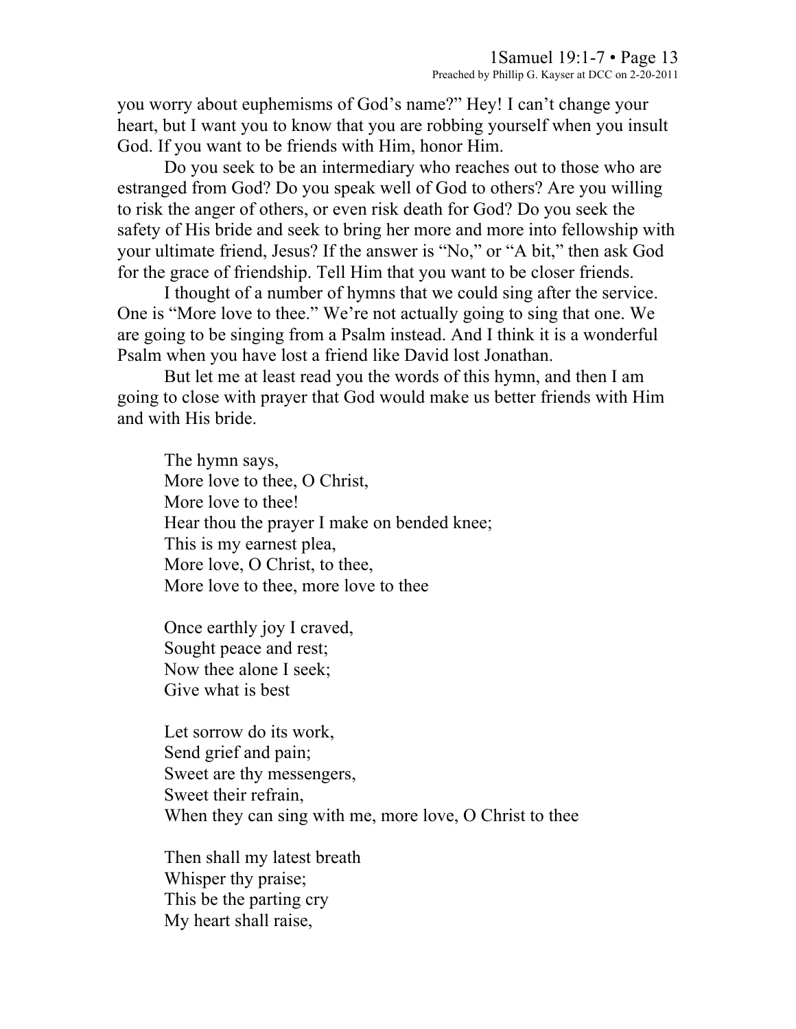you worry about euphemisms of God's name?" Hey! I can't change your heart, but I want you to know that you are robbing yourself when you insult God. If you want to be friends with Him, honor Him.

Do you seek to be an intermediary who reaches out to those who are estranged from God? Do you speak well of God to others? Are you willing to risk the anger of others, or even risk death for God? Do you seek the safety of His bride and seek to bring her more and more into fellowship with your ultimate friend, Jesus? If the answer is "No," or "A bit," then ask God for the grace of friendship. Tell Him that you want to be closer friends.

I thought of a number of hymns that we could sing after the service. One is "More love to thee." We're not actually going to sing that one. We are going to be singing from a Psalm instead. And I think it is a wonderful Psalm when you have lost a friend like David lost Jonathan.

But let me at least read you the words of this hymn, and then I am going to close with prayer that God would make us better friends with Him and with His bride.

> The hymn says,
> More love to thee, O Christ,
> More love to thee!
> Hear thou the prayer I make on bended knee;
> This is my earnest plea,
> More love, O Christ, to thee,
> More love to thee, more love to thee
>
> Once earthly joy I craved,
> Sought peace and rest;
> Now thee alone I seek;
> Give what is best
>
> Let sorrow do its work,
> Send grief and pain;
> Sweet are thy messengers,
> Sweet their refrain,
> When they can sing with me, more love, O Christ to thee
>
> Then shall my latest breath
> Whisper thy praise;
> This be the parting cry
> My heart shall raise,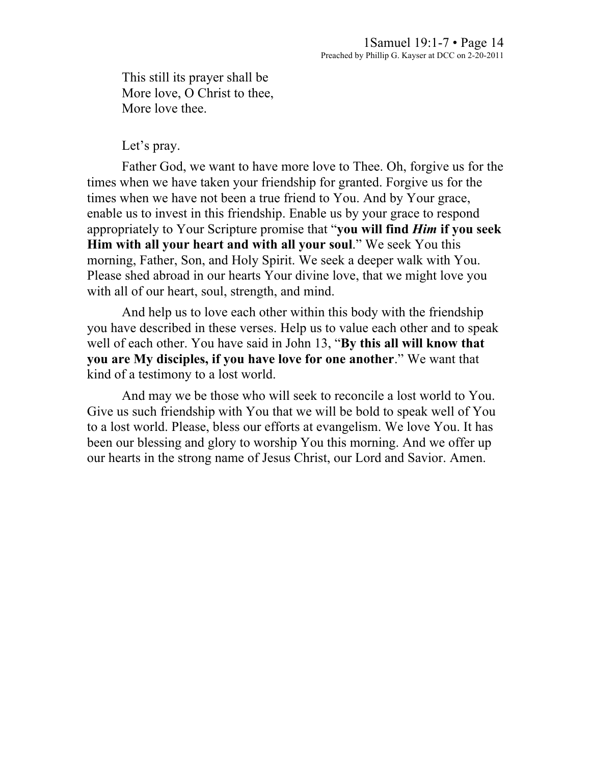This still its prayer shall be
More love, O Christ to thee,
More love thee.

Let's pray.

Father God, we want to have more love to Thee. Oh, forgive us for the times when we have taken your friendship for granted. Forgive us for the times when we have not been a true friend to You. And by Your grace, enable us to invest in this friendship. Enable us by your grace to respond appropriately to Your Scripture promise that "**you will find *Him* if you seek Him with all your heart and with all your soul**." We seek You this morning, Father, Son, and Holy Spirit. We seek a deeper walk with You. Please shed abroad in our hearts Your divine love, that we might love you with all of our heart, soul, strength, and mind.

And help us to love each other within this body with the friendship you have described in these verses. Help us to value each other and to speak well of each other. You have said in John 13, "**By this all will know that you are My disciples, if you have love for one another**." We want that kind of a testimony to a lost world.

And may we be those who will seek to reconcile a lost world to You. Give us such friendship with You that we will be bold to speak well of You to a lost world. Please, bless our efforts at evangelism. We love You. It has been our blessing and glory to worship You this morning. And we offer up our hearts in the strong name of Jesus Christ, our Lord and Savior. Amen.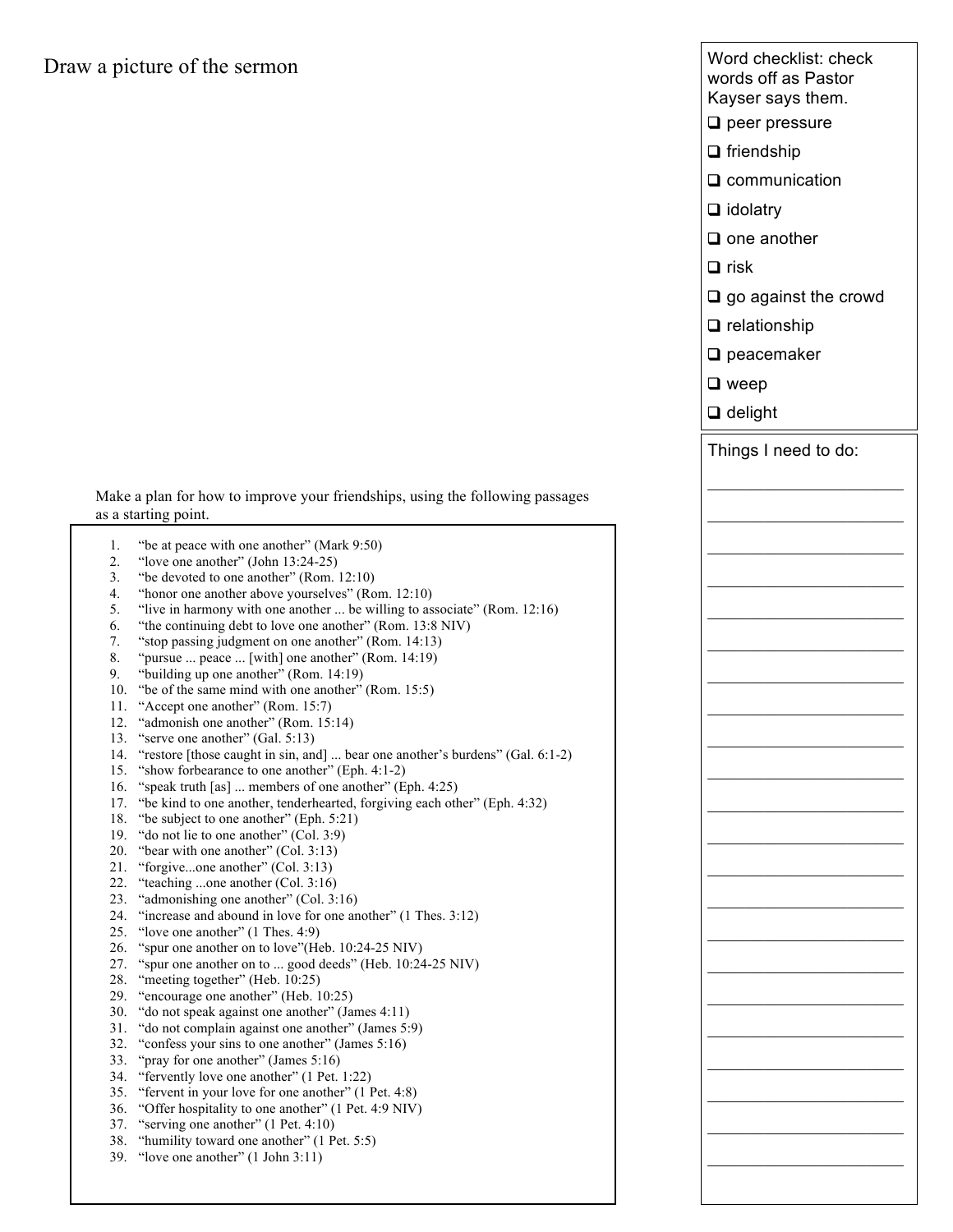Draw a picture of the sermon

Word checklist: check words off as Pastor Kayser says them.

- ❑ peer pressure
- ❑ friendship
- ❑ communication
- ❑ idolatry
- ❑ one another
- ❑ risk
- ❑ go against the crowd
- ❑ relationship
- ❑ peacemaker
- ❑ weep
- ❑ delight

Things I need to do:

\_\_\_\_\_\_\_\_\_\_\_\_\_\_\_\_\_\_\_\_\_\_\_\_

\_\_\_\_\_\_\_\_\_\_\_\_\_\_\_\_\_\_\_\_\_\_\_\_

\_\_\_\_\_\_\_\_\_\_\_\_\_\_\_\_\_\_\_\_\_\_\_\_

\_\_\_\_\_\_\_\_\_\_\_\_\_\_\_\_\_\_\_\_\_\_\_\_

\_\_\_\_\_\_\_\_\_\_\_\_\_\_\_\_\_\_\_\_\_\_\_\_

\_\_\_\_\_\_\_\_\_\_\_\_\_\_\_\_\_\_\_\_\_\_\_\_

\_\_\_\_\_\_\_\_\_\_\_\_\_\_\_\_\_\_\_\_\_\_\_\_

\_\_\_\_\_\_\_\_\_\_\_\_\_\_\_\_\_\_\_\_\_\_\_\_

\_\_\_\_\_\_\_\_\_\_\_\_\_\_\_\_\_\_\_\_\_\_\_\_

\_\_\_\_\_\_\_\_\_\_\_\_\_\_\_\_\_\_\_\_\_\_\_\_

\_\_\_\_\_\_\_\_\_\_\_\_\_\_\_\_\_\_\_\_\_\_\_\_

\_\_\_\_\_\_\_\_\_\_\_\_\_\_\_\_\_\_\_\_\_\_\_\_

\_\_\_\_\_\_\_\_\_\_\_\_\_\_\_\_\_\_\_\_\_\_\_\_

\_\_\_\_\_\_\_\_\_\_\_\_\_\_\_\_\_\_\_\_\_\_\_\_

\_\_\_\_\_\_\_\_\_\_\_\_\_\_\_\_\_\_\_\_\_\_\_\_

\_\_\_\_\_\_\_\_\_\_\_\_\_\_\_\_\_\_\_\_\_\_\_\_

\_\_\_\_\_\_\_\_\_\_\_\_\_\_\_\_\_\_\_\_\_\_\_\_

\_\_\_\_\_\_\_\_\_\_\_\_\_\_\_\_\_\_\_\_\_\_\_\_

\_\_\_\_\_\_\_\_\_\_\_\_\_\_\_\_\_\_\_\_\_\_\_\_

\_\_\_\_\_\_\_\_\_\_\_\_\_\_\_\_\_\_\_\_\_\_\_\_

\_\_\_\_\_\_\_\_\_\_\_\_\_\_\_\_\_\_\_\_\_\_\_\_

Make a plan for how to improve your friendships, using the following passages as a starting point.

1. "be at peace with one another" (Mark 9:50)
2. "love one another" (John 13:24-25)
3. "be devoted to one another" (Rom. 12:10)
4. "honor one another above yourselves" (Rom. 12:10)
5. "live in harmony with one another ... be willing to associate" (Rom. 12:16)
6. "the continuing debt to love one another" (Rom. 13:8 NIV)
7. "stop passing judgment on one another" (Rom. 14:13)
8. "pursue ... peace ... [with] one another" (Rom. 14:19)
9. "building up one another" (Rom. 14:19)
10. "be of the same mind with one another" (Rom. 15:5)
11. "Accept one another" (Rom. 15:7)
12. "admonish one another" (Rom. 15:14)
13. "serve one another" (Gal. 5:13)
14. "restore [those caught in sin, and] ... bear one another's burdens" (Gal. 6:1-2)
15. "show forbearance to one another" (Eph. 4:1-2)
16. "speak truth [as] ... members of one another" (Eph. 4:25)
17. "be kind to one another, tenderhearted, forgiving each other" (Eph. 4:32)
18. "be subject to one another" (Eph. 5:21)
19. "do not lie to one another" (Col. 3:9)
20. "bear with one another" (Col. 3:13)
21. "forgive...one another" (Col. 3:13)
22. "teaching ...one another (Col. 3:16)
23. "admonishing one another" (Col. 3:16)
24. "increase and abound in love for one another" (1 Thes. 3:12)
25. "love one another" (1 Thes. 4:9)
26. "spur one another on to love"(Heb. 10:24-25 NIV)
27. "spur one another on to ... good deeds" (Heb. 10:24-25 NIV)
28. "meeting together" (Heb. 10:25)
29. "encourage one another" (Heb. 10:25)
30. "do not speak against one another" (James 4:11)
31. "do not complain against one another" (James 5:9)
32. "confess your sins to one another" (James 5:16)
33. "pray for one another" (James 5:16)
34. "fervently love one another" (1 Pet. 1:22)
35. "fervent in your love for one another" (1 Pet. 4:8)
36. "Offer hospitality to one another" (1 Pet. 4:9 NIV)
37. "serving one another" (1 Pet. 4:10)
38. "humility toward one another" (1 Pet. 5:5)
39. "love one another" (1 John 3:11)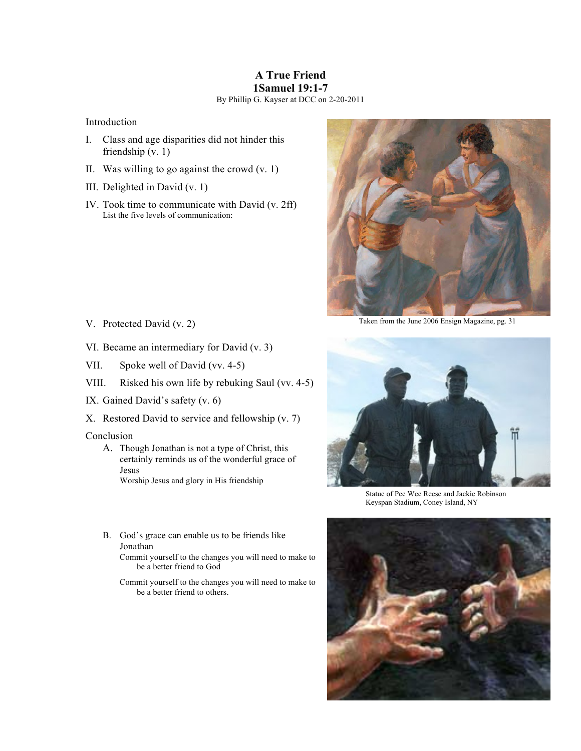# A True Friend
## 1Samuel 19:1-7
By Phillip G. Kayser at DCC on 2-20-2011

Introduction

I. Class and age disparities did not hinder this friendship (v. 1)

II. Was willing to go against the crowd (v. 1)

III. Delighted in David (v. 1)

IV. Took time to communicate with David (v. 2ff)
   List the five levels of communication:

Taken from the June 2006 Ensign Magazine, pg. 31

V. Protected David (v. 2)

VI. Became an intermediary for David (v. 3)

VII. Spoke well of David (vv. 4-5)

VIII. Risked his own life by rebuking Saul (vv. 4-5)

IX. Gained David's safety (v. 6)

X. Restored David to service and fellowship (v. 7)

Conclusion

A. Though Jonathan is not a type of Christ, this certainly reminds us of the wonderful grace of Jesus
   Worship Jesus and glory in His friendship

Statue of Pee Wee Reese and Jackie Robinson
Keyspan Stadium, Coney Island, NY

B. God's grace can enable us to be friends like Jonathan
   Commit yourself to the changes you will need to make to be a better friend to God

   Commit yourself to the changes you will need to make to be a better friend to others.